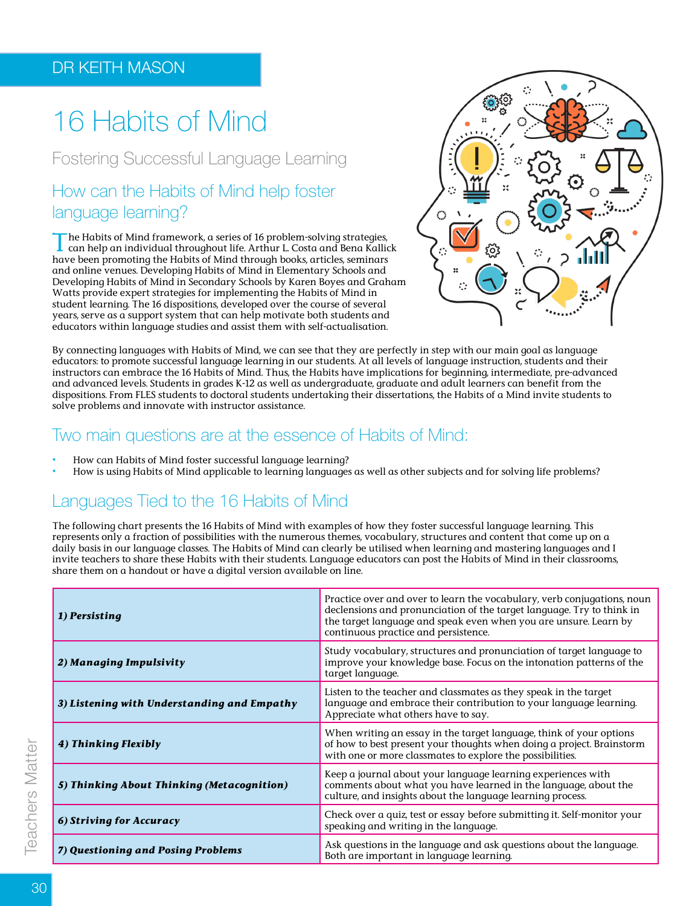DR KEITH MASON

# 16 Habits of Mind

## Fostering Successful Language Learning

### How can the Habits of Mind help foster language learning?

The Habits of Mind framework, a series of 16 problem-solving strategies, can help an individual throughout life. Arthur L. Costa and Bena Kallick have been promoting the Habits of Mind through books, articles, seminars and online venues. Developing Habits of Mind in Elementary Schools and Developing Habits of Mind in Secondary Schools by Karen Boyes and Graham Watts provide expert strategies for implementing the Habits of Mind in student learning. The 16 dispositions, developed over the course of several years, serve as a support system that can help motivate both students and educators within language studies and assist them with self-actualisation.

By connecting languages with Habits of Mind, we can see that they are perfectly in step with our main goal as language educators: to promote successful language learning in our students. At all levels of language instruction, students and their instructors can embrace the 16 Habits of Mind. Thus, the Habits have implications for beginning, intermediate, pre-advanced and advanced levels. Students in grades K-12 as well as undergraduate, graduate and adult learners can benefit from the dispositions. From FLES students to doctoral students undertaking their dissertations, the Habits of a Mind invite students to solve problems and innovate with instructor assistance.

### Two main questions are at the essence of Habits of Mind:

- How can Habits of Mind foster successful language learning?
- How is using Habits of Mind applicable to learning languages as well as other subjects and for solving life problems?

### Languages Tied to the 16 Habits of Mind

The following chart presents the 16 Habits of Mind with examples of how they foster successful language learning. This represents only a fraction of possibilities with the numerous themes, vocabulary, structures and content that come up on a daily basis in our language classes. The Habits of Mind can clearly be utilised when learning and mastering languages and I invite teachers to share these Habits with their students. Language educators can post the Habits of Mind in their classrooms, share them on a handout or have a digital version available on line.

| Habit | Example |
| --- | --- |
| ***1) Persisting*** | Practice over and over to learn the vocabulary, verb conjugations, noun declensions and pronunciation of the target language. Try to think in the target language and speak even when you are unsure. Learn by continuous practice and persistence. |
| ***2) Managing Impulsivity*** | Study vocabulary, structures and pronunciation of target language to improve your knowledge base. Focus on the intonation patterns of the target language. |
| ***3) Listening with Understanding and Empathy*** | Listen to the teacher and classmates as they speak in the target language and embrace their contribution to your language learning. Appreciate what others have to say. |
| ***4) Thinking Flexibly*** | When writing an essay in the target language, think of your options of how to best present your thoughts when doing a project. Brainstorm with one or more classmates to explore the possibilities. |
| ***5) Thinking About Thinking (Metacognition)*** | Keep a journal about your language learning experiences with comments about what you have learned in the language, about the culture, and insights about the language learning process. |
| ***6) Striving for Accuracy*** | Check over a quiz, test or essay before submitting it. Self-monitor your speaking and writing in the language. |
| ***7) Questioning and Posing Problems*** | Ask questions in the language and ask questions about the language. Both are important in language learning. |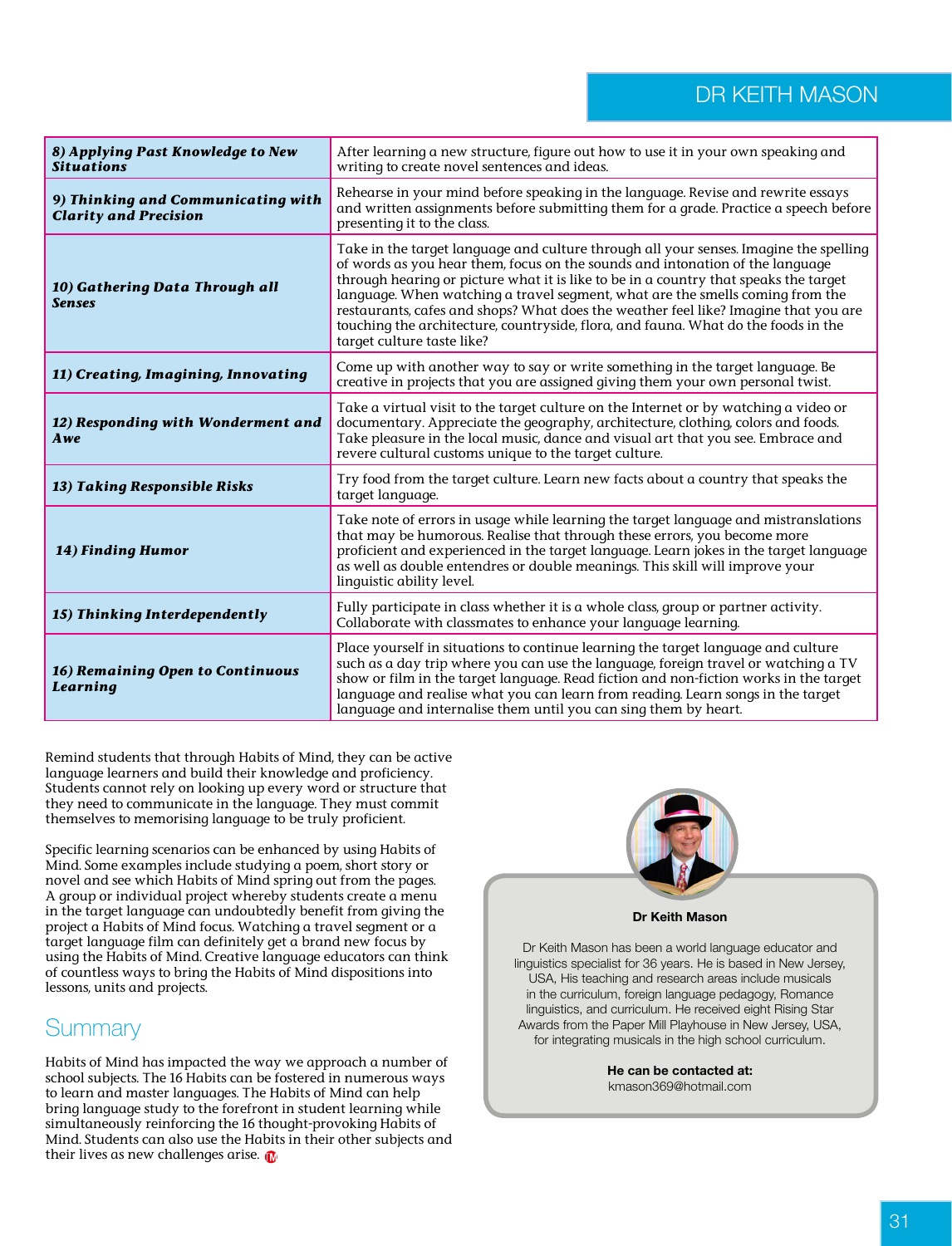| | |
|---|---|
| ***8) Applying Past Knowledge to New Situations*** | After learning a new structure, figure out how to use it in your own speaking and writing to create novel sentences and ideas. |
| ***9) Thinking and Communicating with Clarity and Precision*** | Rehearse in your mind before speaking in the language. Revise and rewrite essays and written assignments before submitting them for a grade. Practice a speech before presenting it to the class. |
| ***10) Gathering Data Through all Senses*** | Take in the target language and culture through all your senses. Imagine the spelling of words as you hear them, focus on the sounds and intonation of the language through hearing or picture what it is like to be in a country that speaks the target language. When watching a travel segment, what are the smells coming from the restaurants, cafes and shops? What does the weather feel like? Imagine that you are touching the architecture, countryside, flora, and fauna. What do the foods in the target culture taste like? |
| ***11) Creating, Imagining, Innovating*** | Come up with another way to say or write something in the target language. Be creative in projects that you are assigned giving them your own personal twist. |
| ***12) Responding with Wonderment and Awe*** | Take a virtual visit to the target culture on the Internet or by watching a video or documentary. Appreciate the geography, architecture, clothing, colors and foods. Take pleasure in the local music, dance and visual art that you see. Embrace and revere cultural customs unique to the target culture. |
| ***13) Taking Responsible Risks*** | Try food from the target culture. Learn new facts about a country that speaks the target language. |
| ***14) Finding Humor*** | Take note of errors in usage while learning the target language and mistranslations that may be humorous. Realise that through these errors, you become more proficient and experienced in the target language. Learn jokes in the target language as well as double entendres or double meanings. This skill will improve your linguistic ability level. |
| ***15) Thinking Interdependently*** | Fully participate in class whether it is a whole class, group or partner activity. Collaborate with classmates to enhance your language learning. |
| ***16) Remaining Open to Continuous Learning*** | Place yourself in situations to continue learning the target language and culture such as a day trip where you can use the language, foreign travel or watching a TV show or film in the target language. Read fiction and non-fiction works in the target language and realise what you can learn from reading. Learn songs in the target language and internalise them until you can sing them by heart. |

Remind students that through Habits of Mind, they can be active language learners and build their knowledge and proficiency. Students cannot rely on looking up every word or structure that they need to communicate in the language. They must commit themselves to memorising language to be truly proficient.

Specific learning scenarios can be enhanced by using Habits of Mind. Some examples include studying a poem, short story or novel and see which Habits of Mind spring out from the pages. A group or individual project whereby students create a menu in the target language can undoubtedly benefit from giving the project a Habits of Mind focus. Watching a travel segment or a target language film can definitely get a brand new focus by using the Habits of Mind. Creative language educators can think of countless ways to bring the Habits of Mind dispositions into lessons, units and projects.

## Summary

Habits of Mind has impacted the way we approach a number of school subjects. The 16 Habits can be fostered in numerous ways to learn and master languages. The Habits of Mind can help bring language study to the forefront in student learning while simultaneously reinforcing the 16 thought-provoking Habits of Mind. Students can also use the Habits in their other subjects and their lives as new challenges arise.

**Dr Keith Mason**

Dr Keith Mason has been a world language educator and linguistics specialist for 36 years. He is based in New Jersey, USA, His teaching and research areas include musicals in the curriculum, foreign language pedagogy, Romance linguistics, and curriculum. He received eight Rising Star Awards from the Paper Mill Playhouse in New Jersey, USA, for integrating musicals in the high school curriculum.

**He can be contacted at:**
kmason369@hotmail.com